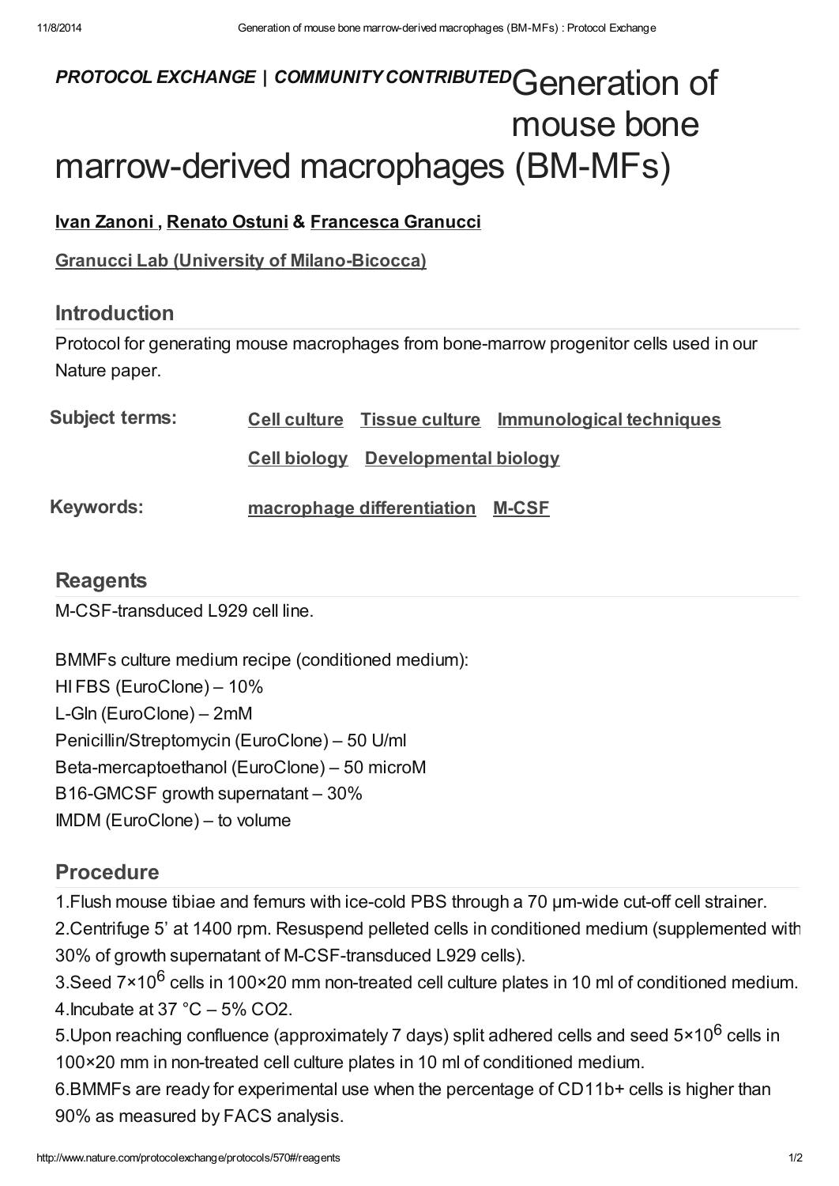*PROTOCOL EXCHANGE | COMMUNITY CONTRIBUTED*

# Generation of mouse bone marrow-derived macrophages (BM-MFs)

Ivan Zanoni , Renato Ostuni & Francesca Granucci

Granucci Lab (University of Milano-Bicocca)

## Introduction

Protocol for generating mouse macrophages from bone-marrow progenitor cells used in our Nature paper.

**Subject terms:** Cell culture Tissue culture Immunological techniques Cell biology Developmental biology

**Keywords:** macrophage differentiation M-CSF

## Reagents

M-CSF-transduced L929 cell line.

BMMFs culture medium recipe (conditioned medium):
HI FBS (EuroClone) – 10%
L-Gln (EuroClone) – 2mM
Penicillin/Streptomycin (EuroClone) – 50 U/ml
Beta-mercaptoethanol (EuroClone) – 50 microM
B16-GMCSF growth supernatant – 30%
IMDM (EuroClone) – to volume

## Procedure

1. Flush mouse tibiae and femurs with ice-cold PBS through a 70 μm-wide cut-off cell strainer.
2. Centrifuge 5' at 1400 rpm. Resuspend pelleted cells in conditioned medium (supplemented with 30% of growth supernatant of M-CSF-transduced L929 cells).
3. Seed $7\times10^6$ cells in 100×20 mm non-treated cell culture plates in 10 ml of conditioned medium.
4. Incubate at 37 °C – 5% $CO_2$.
5. Upon reaching confluence (approximately 7 days) split adhered cells and seed $5\times10^6$ cells in 100×20 mm in non-treated cell culture plates in 10 ml of conditioned medium.
6. BMMFs are ready for experimental use when the percentage of CD11b+ cells is higher than 90% as measured by FACS analysis.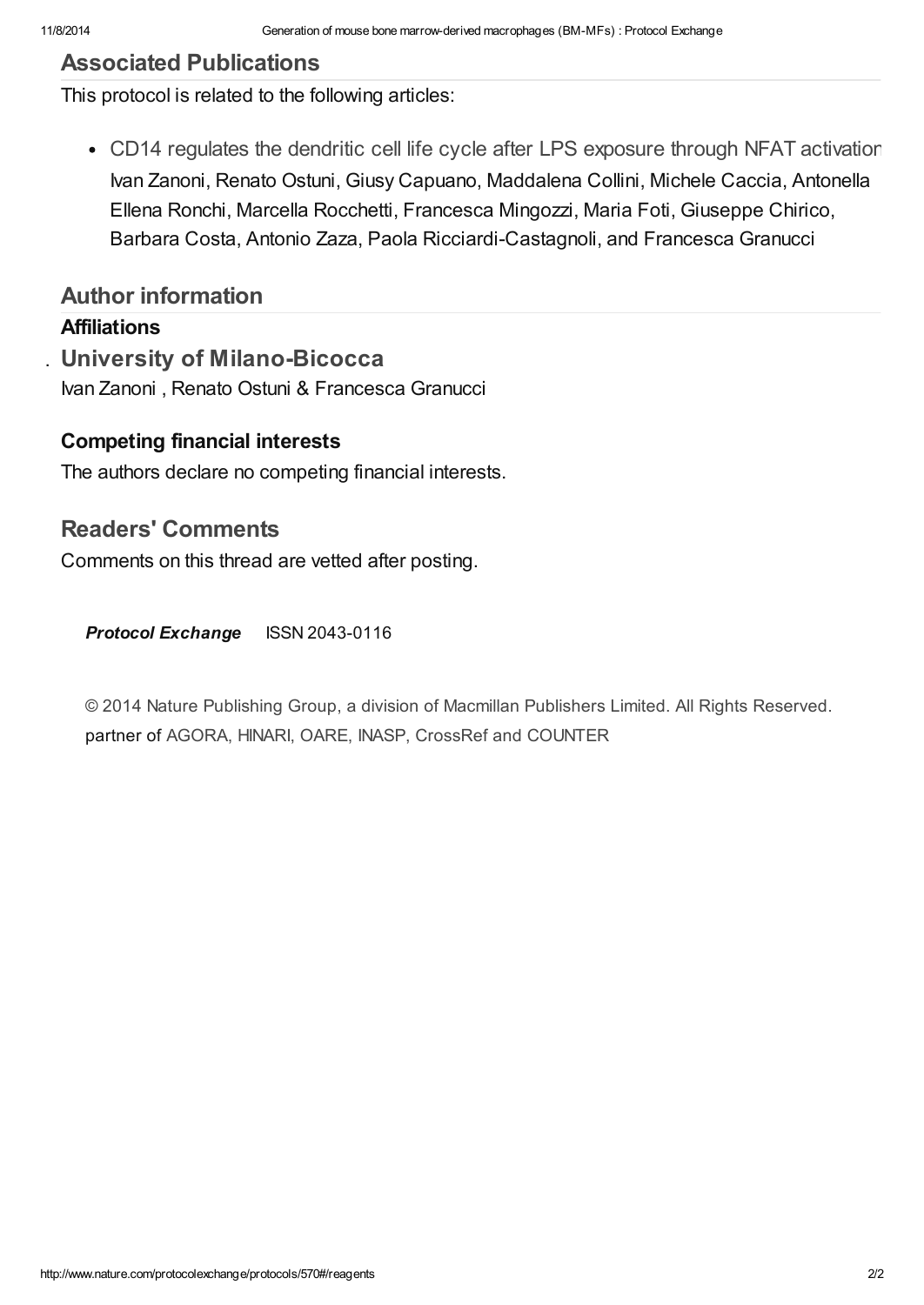## Associated Publications

This protocol is related to the following articles:

- CD14 regulates the dendritic cell life cycle after LPS exposure through NFAT activation
  Ivan Zanoni, Renato Ostuni, Giusy Capuano, Maddalena Collini, Michele Caccia, Antonella Ellena Ronchi, Marcella Rocchetti, Francesca Mingozzi, Maria Foti, Giuseppe Chirico, Barbara Costa, Antonio Zaza, Paola Ricciardi-Castagnoli, and Francesca Granucci

## Author information

### Affiliations

### University of Milano-Bicocca

Ivan Zanoni , Renato Ostuni & Francesca Granucci

### Competing financial interests

The authors declare no competing financial interests.

## Readers' Comments

Comments on this thread are vetted after posting.

*Protocol Exchange* ISSN 2043-0116

© 2014 Nature Publishing Group, a division of Macmillan Publishers Limited. All Rights Reserved.
partner of AGORA, HINARI, OARE, INASP, CrossRef and COUNTER